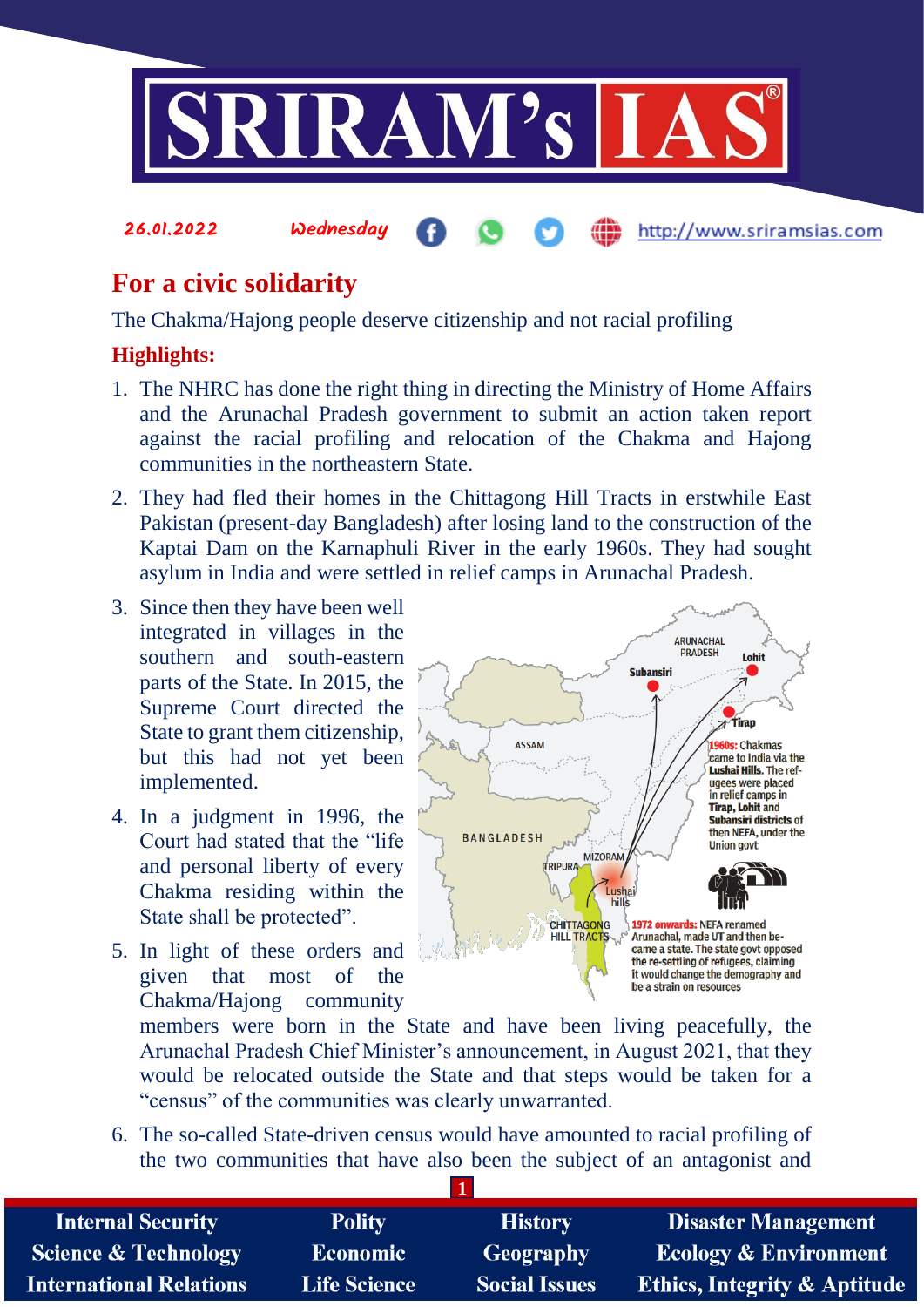26.01.2022 Wednesday http://www.sriramsias.com

# For a civic solidarity

The Chakma/Hajong people deserve citizenship and not racial profiling

## Highlights:

1. The NHRC has done the right thing in directing the Ministry of Home Affairs and the Arunachal Pradesh government to submit an action taken report against the racial profiling and relocation of the Chakma and Hajong communities in the northeastern State.
2. They had fled their homes in the Chittagong Hill Tracts in erstwhile East Pakistan (present-day Bangladesh) after losing land to the construction of the Kaptai Dam on the Karnaphuli River in the early 1960s. They had sought asylum in India and were settled in relief camps in Arunachal Pradesh.
3. Since then they have been well integrated in villages in the southern and south-eastern parts of the State. In 2015, the Supreme Court directed the State to grant them citizenship, but this had not yet been implemented.
4. In a judgment in 1996, the Court had stated that the "life and personal liberty of every Chakma residing within the State shall be protected".
5. In light of these orders and given that most of the Chakma/Hajong community members were born in the State and have been living peacefully, the Arunachal Pradesh Chief Minister's announcement, in August 2021, that they would be relocated outside the State and that steps would be taken for a "census" of the communities was clearly unwarranted.
6. The so-called State-driven census would have amounted to racial profiling of the two communities that have also been the subject of an antagonist and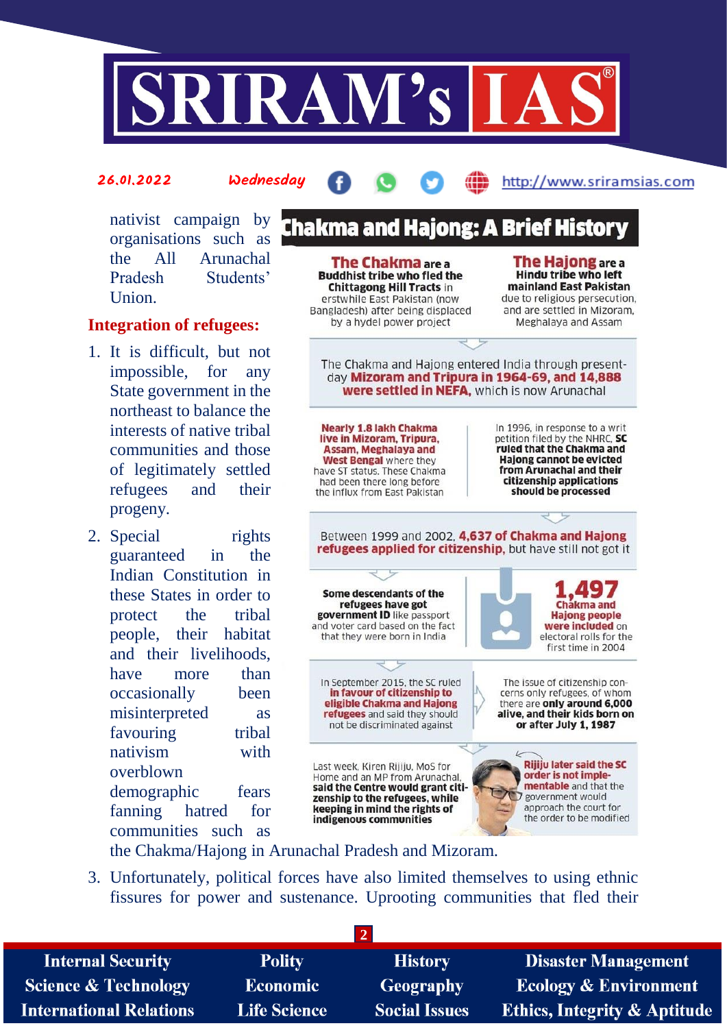nativist campaign by organisations such as the All Arunachal Pradesh Students' Union.

**Integration of refugees:**

1. It is difficult, but not impossible, for any State government in the northeast to balance the interests of native tribal communities and those of legitimately settled refugees and their progeny.
2. Special rights guaranteed in the Indian Constitution in these States in order to protect the tribal people, their habitat and their livelihoods, have more than occasionally been misinterpreted as favouring tribal nativism with overblown demographic fears for fanning hatred for communities such as the Chakma/Hajong in Arunachal Pradesh and Mizoram.

## Chakma and Hajong: A Brief History

**The Chakma** are a **Buddhist tribe who fled the Chittagong Hill Tracts** in erstwhile East Pakistan (now Bangladesh) after being displaced by a hydel power project

**The Hajong** are a **Hindu tribe who left mainland East Pakistan** due to religious persecution, and are settled in Mizoram, Meghalaya and Assam

The Chakma and Hajong entered India through present-day **Mizoram and Tripura in 1964-69, and 14,888 were settled in NEFA,** which is now Arunachal

**Nearly 1.8 lakh Chakma live in Mizoram, Tripura, Assam, Meghalaya and West Bengal** where they have ST status. These Chakma had been there long before the influx from East Pakistan

In 1996, in response to a writ petition filed by the NHRC, **SC ruled that the Chakma and Hajong cannot be evicted from Arunachal and their citizenship applications should be processed**

Between 1999 and 2002, **4,637 of Chakma and Hajong refugees applied for citizenship,** but have still not got it

**Some descendants of the refugees have got government ID** like passport and voter card based on the fact that they were born in India

**1,497 Chakma and Hajong people were included** on electoral rolls for the first time in 2004

In September 2015, the SC ruled **in favour of citizenship to eligible Chakma and Hajong refugees** and said they should not be discriminated against

The issue of citizenship concerns only refugees, of whom there are **only around 6,000 alive, and their kids born on or after July 1, 1987**

Last week, Kiren Rijiju, MoS for Home and an MP from Arunachal, **said the Centre would grant citizenship to the refugees, while keeping in mind the rights of indigenous communities**

**Rijiju later said the SC order is not implementable** and that the government would approach the court for the order to be modified

3. Unfortunately, political forces have also limited themselves to using ethnic fissures for power and sustenance. Uprooting communities that fled their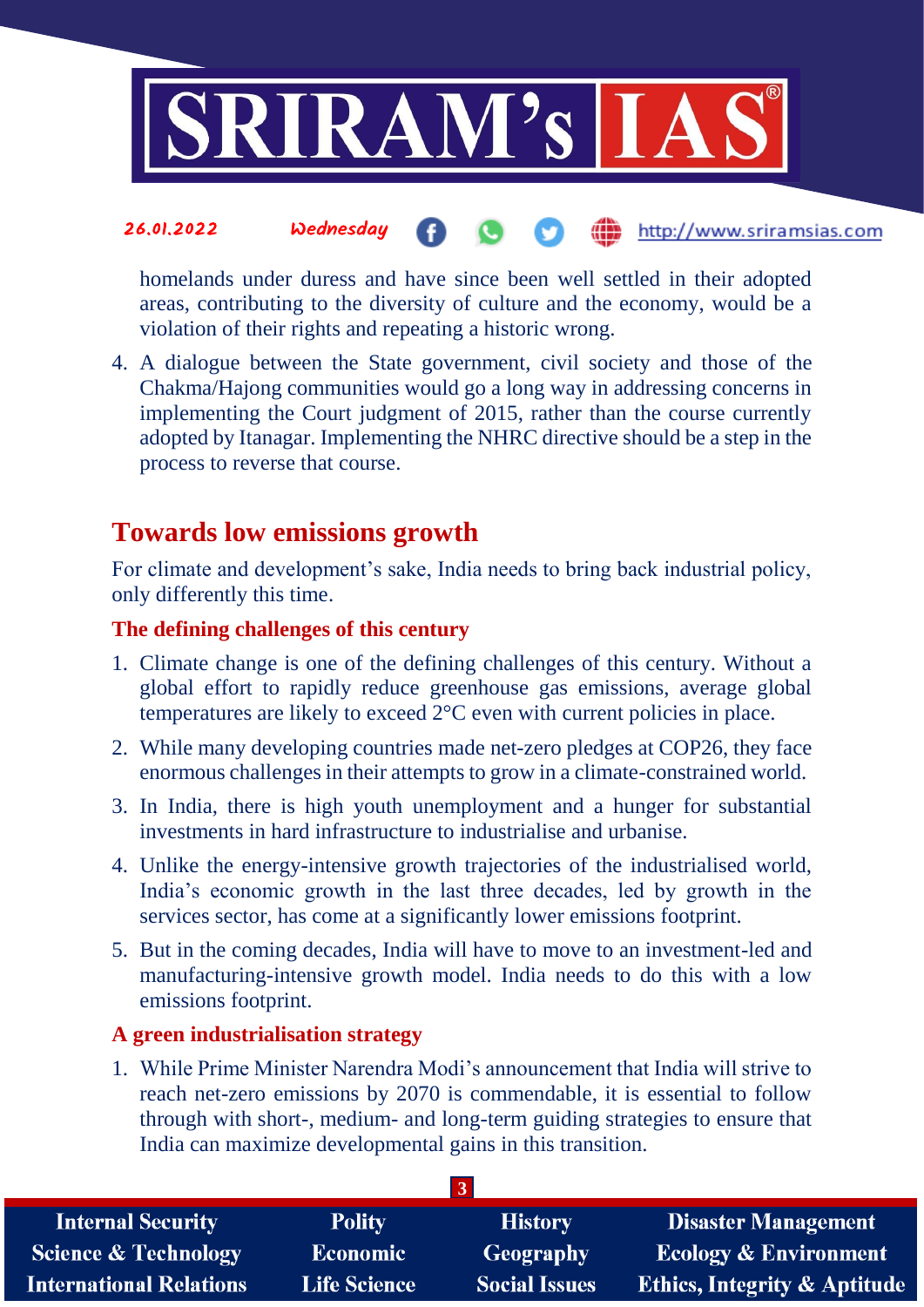homelands under duress and have since been well settled in their adopted areas, contributing to the diversity of culture and the economy, would be a violation of their rights and repeating a historic wrong.

4. A dialogue between the State government, civil society and those of the Chakma/Hajong communities would go a long way in addressing concerns in implementing the Court judgment of 2015, rather than the course currently adopted by Itanagar. Implementing the NHRC directive should be a step in the process to reverse that course.

## Towards low emissions growth

For climate and development's sake, India needs to bring back industrial policy, only differently this time.

### The defining challenges of this century

1. Climate change is one of the defining challenges of this century. Without a global effort to rapidly reduce greenhouse gas emissions, average global temperatures are likely to exceed 2°C even with current policies in place.
2. While many developing countries made net-zero pledges at COP26, they face enormous challenges in their attempts to grow in a climate-constrained world.
3. In India, there is high youth unemployment and a hunger for substantial investments in hard infrastructure to industrialise and urbanise.
4. Unlike the energy-intensive growth trajectories of the industrialised world, India's economic growth in the last three decades, led by growth in the services sector, has come at a significantly lower emissions footprint.
5. But in the coming decades, India will have to move to an investment-led and manufacturing-intensive growth model. India needs to do this with a low emissions footprint.

### A green industrialisation strategy

1. While Prime Minister Narendra Modi's announcement that India will strive to reach net-zero emissions by 2070 is commendable, it is essential to follow through with short-, medium- and long-term guiding strategies to ensure that India can maximize developmental gains in this transition.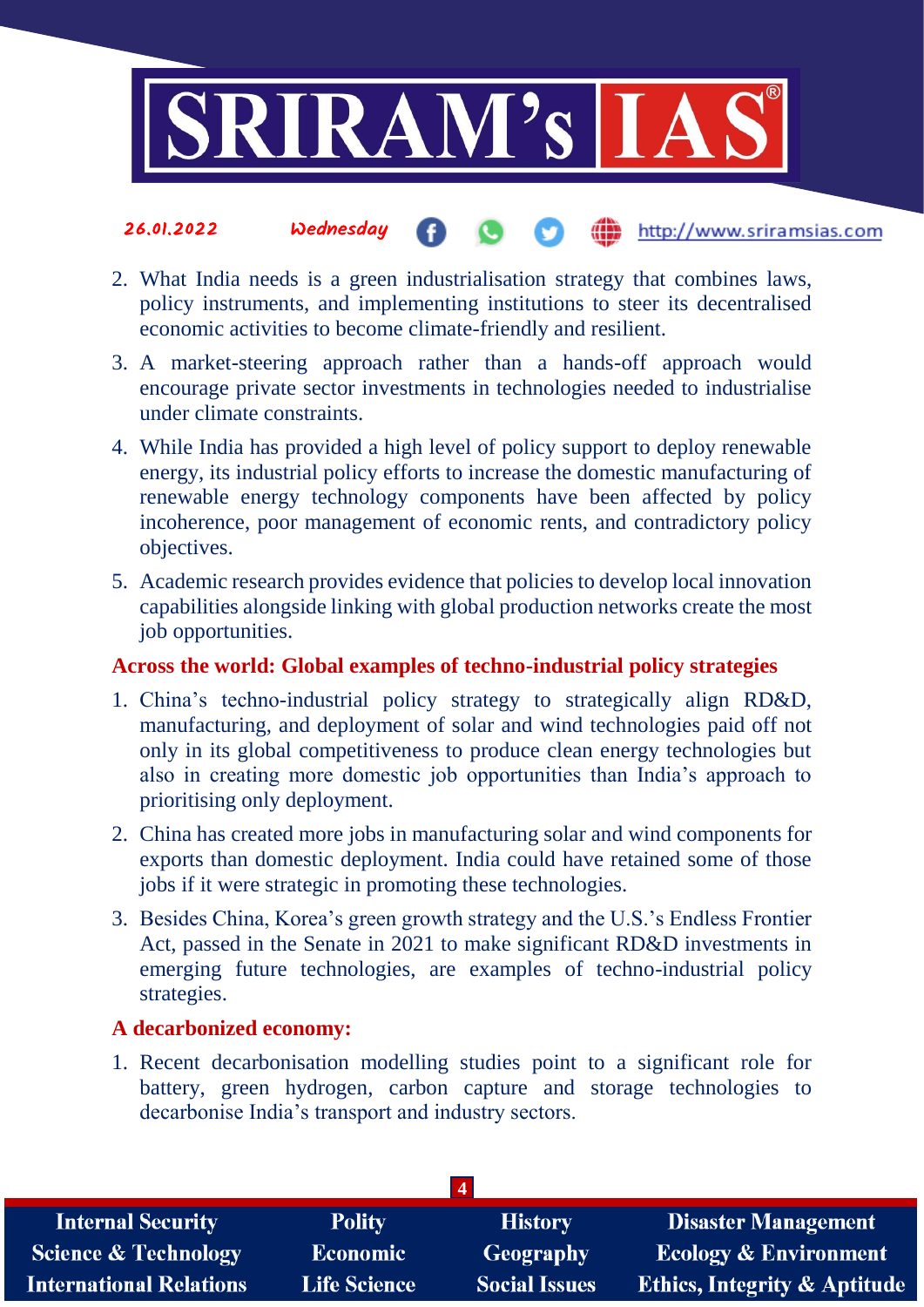2. What India needs is a green industrialisation strategy that combines laws, policy instruments, and implementing institutions to steer its decentralised economic activities to become climate-friendly and resilient.
3. A market-steering approach rather than a hands-off approach would encourage private sector investments in technologies needed to industrialise under climate constraints.
4. While India has provided a high level of policy support to deploy renewable energy, its industrial policy efforts to increase the domestic manufacturing of renewable energy technology components have been affected by policy incoherence, poor management of economic rents, and contradictory policy objectives.
5. Academic research provides evidence that policies to develop local innovation capabilities alongside linking with global production networks create the most job opportunities.

### Across the world: Global examples of techno-industrial policy strategies

1. China's techno-industrial policy strategy to strategically align RD&D, manufacturing, and deployment of solar and wind technologies paid off not only in its global competitiveness to produce clean energy technologies but also in creating more domestic job opportunities than India's approach to prioritising only deployment.
2. China has created more jobs in manufacturing solar and wind components for exports than domestic deployment. India could have retained some of those jobs if it were strategic in promoting these technologies.
3. Besides China, Korea's green growth strategy and the U.S.'s Endless Frontier Act, passed in the Senate in 2021 to make significant RD&D investments in emerging future technologies, are examples of techno-industrial policy strategies.

### A decarbonized economy:

1. Recent decarbonisation modelling studies point to a significant role for battery, green hydrogen, carbon capture and storage technologies to decarbonise India's transport and industry sectors.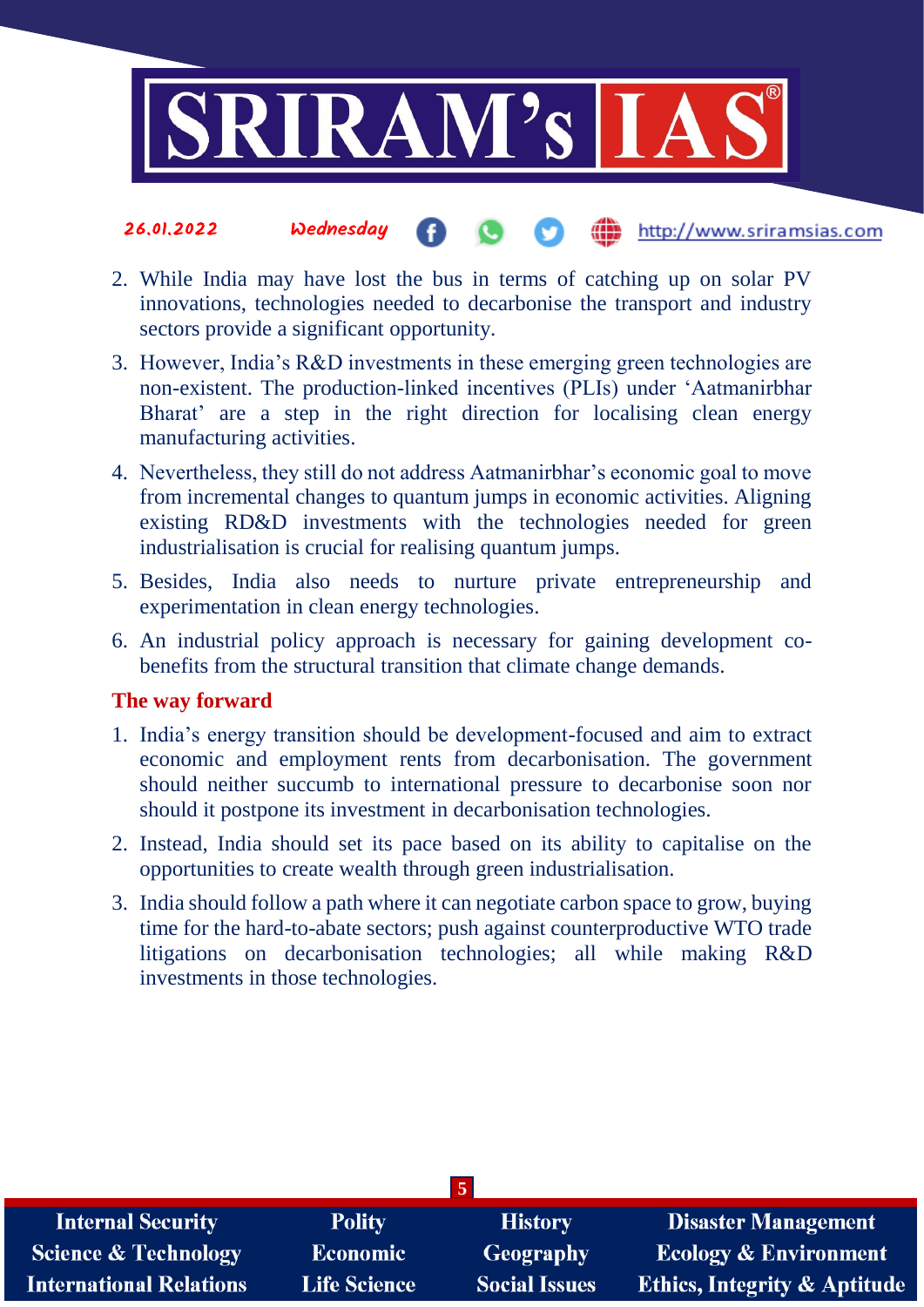2. While India may have lost the bus in terms of catching up on solar PV innovations, technologies needed to decarbonise the transport and industry sectors provide a significant opportunity.
3. However, India's R&D investments in these emerging green technologies are non-existent. The production-linked incentives (PLIs) under 'Aatmanirbhar Bharat' are a step in the right direction for localising clean energy manufacturing activities.
4. Nevertheless, they still do not address Aatmanirbhar's economic goal to move from incremental changes to quantum jumps in economic activities. Aligning existing RD&D investments with the technologies needed for green industrialisation is crucial for realising quantum jumps.
5. Besides, India also needs to nurture private entrepreneurship and experimentation in clean energy technologies.
6. An industrial policy approach is necessary for gaining development co-benefits from the structural transition that climate change demands.

**The way forward**

1. India's energy transition should be development-focused and aim to extract economic and employment rents from decarbonisation. The government should neither succumb to international pressure to decarbonise soon nor should it postpone its investment in decarbonisation technologies.
2. Instead, India should set its pace based on its ability to capitalise on the opportunities to create wealth through green industrialisation.
3. India should follow a path where it can negotiate carbon space to grow, buying time for the hard-to-abate sectors; push against counterproductive WTO trade litigations on decarbonisation technologies; all while making R&D investments in those technologies.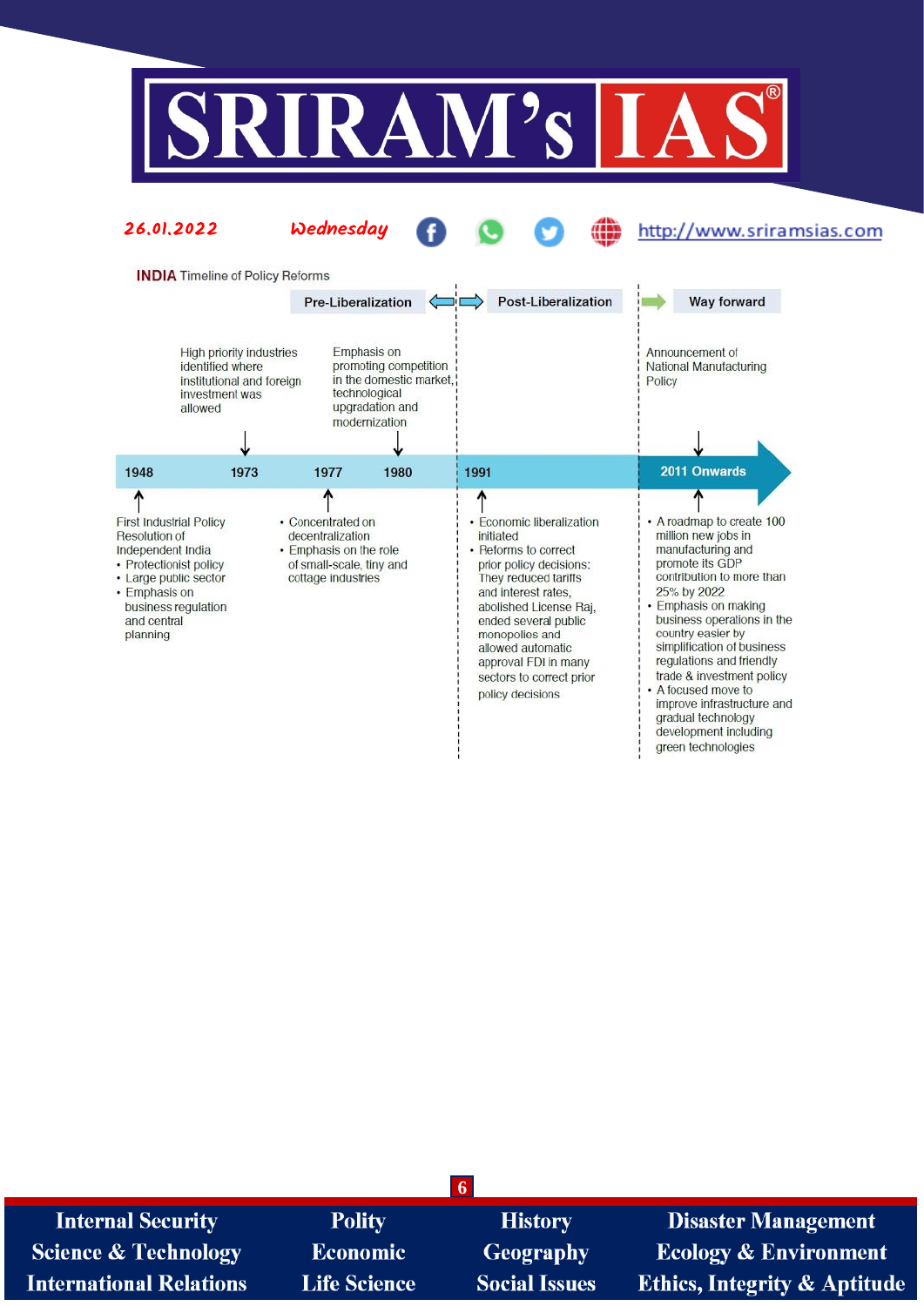**INDIA** Timeline of Policy Reforms

Pre-Liberalization

Post-Liberalization

Way forward

1948

First Industrial Policy Resolution of Independent India

- Protectionist policy
- Large public sector
- Emphasis on business regulation and central planning

1973

High priority industries identified where institutional and foreign investment was allowed

1977

- Concentrated on decentralization
- Emphasis on the role of small-scale, tiny and cottage industries

1980

Emphasis on promoting competition in the domestic market, technological upgradation and modernization

1991

- Economic liberalization initiated
- Reforms to correct prior policy decisions: They reduced tariffs and interest rates, abolished License Raj, ended several public monopolies and allowed automatic approval FDI in many sectors to correct prior policy decisions

2011 Onwards

Announcement of National Manufacturing Policy

- A roadmap to create 100 million new jobs in manufacturing and promote its GDP contribution to more than 25% by 2022
- Emphasis on making business operations in the country easier by simplification of business regulations and friendly trade & investment policy
- A focused move to improve infrastructure and gradual technology development including green technologies